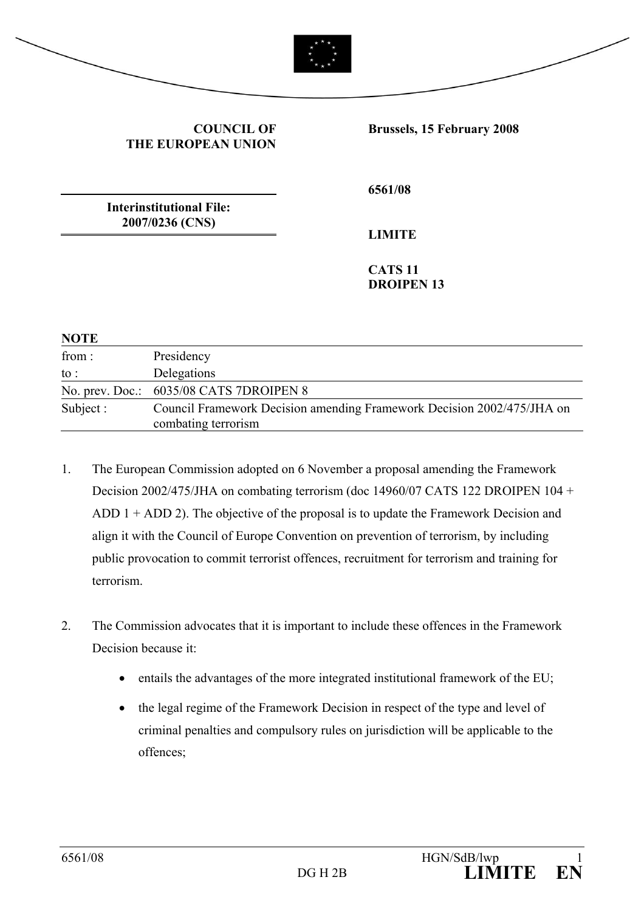**COUNCIL OF THE EUROPEAN UNION**

**Brussels, 15 February 2008**

**Interinstitutional File: 2007/0236 (CNS)**

**6561/08**

**LIMITE**

**CATS 11**
**DROIPEN 13**

**NOTE**

| | |
|---|---|
| from : | Presidency |
| to : | Delegations |
| No. prev. Doc.: | 6035/08 CATS 7DROIPEN 8 |
| Subject : | Council Framework Decision amending Framework Decision 2002/475/JHA on combating terrorism |

1. The European Commission adopted on 6 November a proposal amending the Framework Decision 2002/475/JHA on combating terrorism (doc 14960/07 CATS 122 DROIPEN 104 + ADD 1 + ADD 2). The objective of the proposal is to update the Framework Decision and align it with the Council of Europe Convention on prevention of terrorism, by including public provocation to commit terrorist offences, recruitment for terrorism and training for terrorism.

2. The Commission advocates that it is important to include these offences in the Framework Decision because it:

   - entails the advantages of the more integrated institutional framework of the EU;
   - the legal regime of the Framework Decision in respect of the type and level of criminal penalties and compulsory rules on jurisdiction will be applicable to the offences;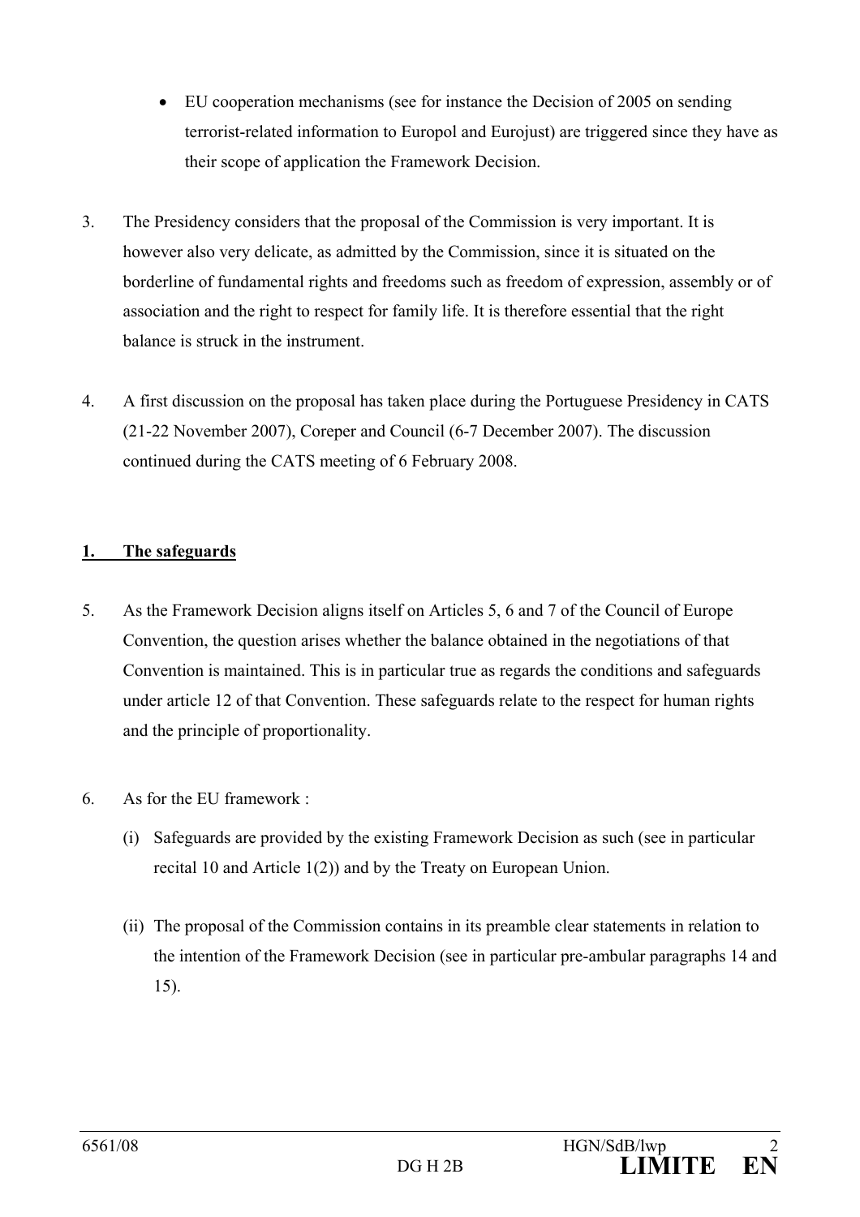- EU cooperation mechanisms (see for instance the Decision of 2005 on sending terrorist-related information to Europol and Eurojust) are triggered since they have as their scope of application the Framework Decision.

3. The Presidency considers that the proposal of the Commission is very important. It is however also very delicate, as admitted by the Commission, since it is situated on the borderline of fundamental rights and freedoms such as freedom of expression, assembly or of association and the right to respect for family life. It is therefore essential that the right balance is struck in the instrument.

4. A first discussion on the proposal has taken place during the Portuguese Presidency in CATS (21-22 November 2007), Coreper and Council (6-7 December 2007). The discussion continued during the CATS meeting of 6 February 2008.

## 1. The safeguards

5. As the Framework Decision aligns itself on Articles 5, 6 and 7 of the Council of Europe Convention, the question arises whether the balance obtained in the negotiations of that Convention is maintained. This is in particular true as regards the conditions and safeguards under article 12 of that Convention. These safeguards relate to the respect for human rights and the principle of proportionality.

6. As for the EU framework :

   (i) Safeguards are provided by the existing Framework Decision as such (see in particular recital 10 and Article 1(2)) and by the Treaty on European Union.

   (ii) The proposal of the Commission contains in its preamble clear statements in relation to the intention of the Framework Decision (see in particular pre-ambular paragraphs 14 and 15).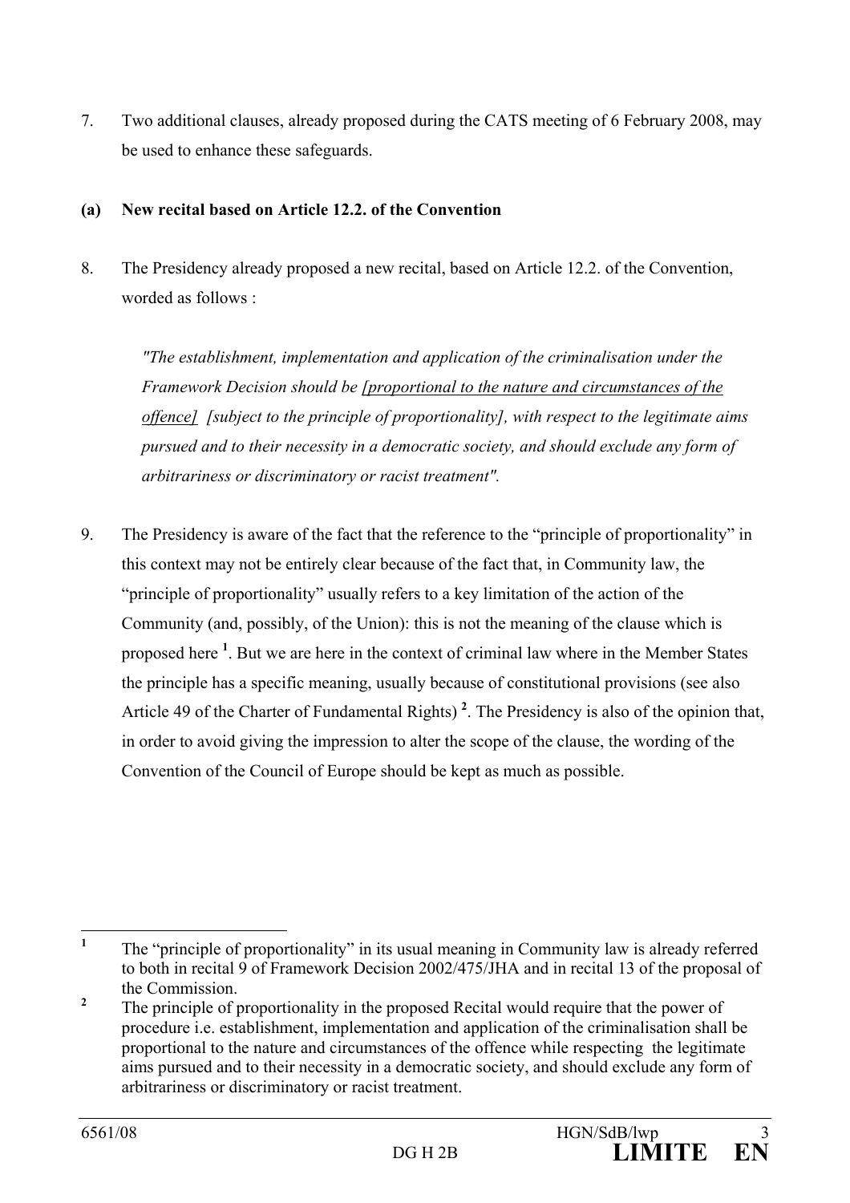7. Two additional clauses, already proposed during the CATS meeting of 6 February 2008, may be used to enhance these safeguards.

**(a) New recital based on Article 12.2. of the Convention**

8. The Presidency already proposed a new recital, based on Article 12.2. of the Convention, worded as follows :

*"The establishment, implementation and application of the criminalisation under the Framework Decision should be <u>[proportional to the nature and circumstances of the offence]</u> [subject to the principle of proportionality], with respect to the legitimate aims pursued and to their necessity in a democratic society, and should exclude any form of arbitrariness or discriminatory or racist treatment".*

9. The Presidency is aware of the fact that the reference to the "principle of proportionality" in this context may not be entirely clear because of the fact that, in Community law, the "principle of proportionality" usually refers to a key limitation of the action of the Community (and, possibly, of the Union): this is not the meaning of the clause which is proposed here [1]. But we are here in the context of criminal law where in the Member States the principle has a specific meaning, usually because of constitutional provisions (see also Article 49 of the Charter of Fundamental Rights) [2]. The Presidency is also of the opinion that, in order to avoid giving the impression to alter the scope of the clause, the wording of the Convention of the Council of Europe should be kept as much as possible.

---

[1] The "principle of proportionality" in its usual meaning in Community law is already referred to both in recital 9 of Framework Decision 2002/475/JHA and in recital 13 of the proposal of the Commission.

[2] The principle of proportionality in the proposed Recital would require that the power of procedure i.e. establishment, implementation and application of the criminalisation shall be proportional to the nature and circumstances of the offence while respecting the legitimate aims pursued and to their necessity in a democratic society, and should exclude any form of arbitrariness or discriminatory or racist treatment.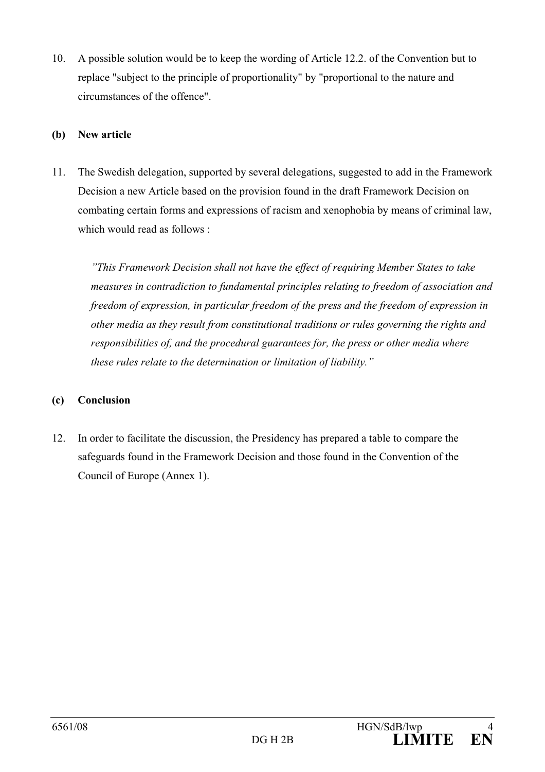10. A possible solution would be to keep the wording of Article 12.2. of the Convention but to replace "subject to the principle of proportionality" by "proportional to the nature and circumstances of the offence".

**(b) New article**

11. The Swedish delegation, supported by several delegations, suggested to add in the Framework Decision a new Article based on the provision found in the draft Framework Decision on combating certain forms and expressions of racism and xenophobia by means of criminal law, which would read as follows :

> *"This Framework Decision shall not have the effect of requiring Member States to take measures in contradiction to fundamental principles relating to freedom of association and freedom of expression, in particular freedom of the press and the freedom of expression in other media as they result from constitutional traditions or rules governing the rights and responsibilities of, and the procedural guarantees for, the press or other media where these rules relate to the determination or limitation of liability."*

**(c) Conclusion**

12. In order to facilitate the discussion, the Presidency has prepared a table to compare the safeguards found in the Framework Decision and those found in the Convention of the Council of Europe (Annex 1).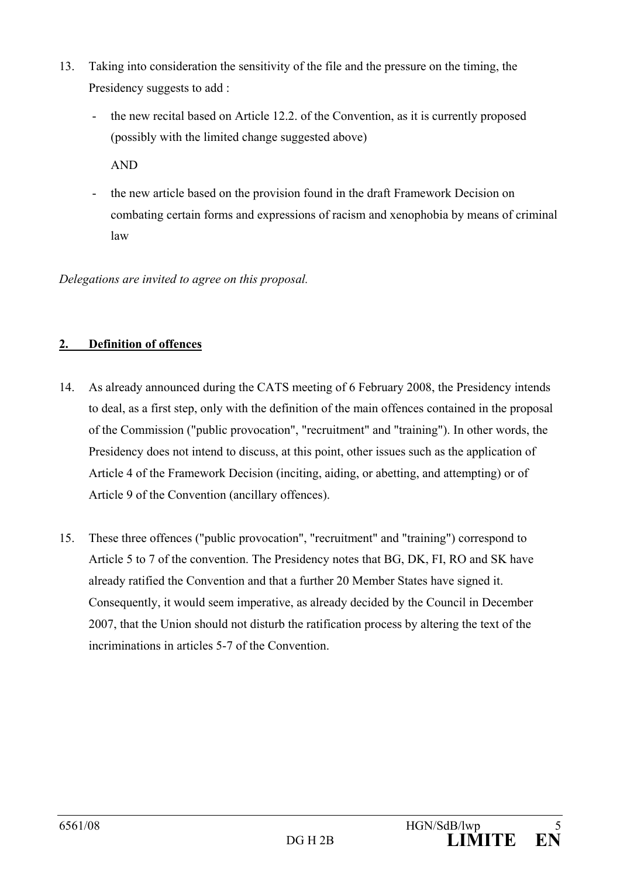13. Taking into consideration the sensitivity of the file and the pressure on the timing, the Presidency suggests to add :

    - the new recital based on Article 12.2. of the Convention, as it is currently proposed (possibly with the limited change suggested above)

      AND

    - the new article based on the provision found in the draft Framework Decision on combating certain forms and expressions of racism and xenophobia by means of criminal law

*Delegations are invited to agree on this proposal.*

## 2. Definition of offences

14. As already announced during the CATS meeting of 6 February 2008, the Presidency intends to deal, as a first step, only with the definition of the main offences contained in the proposal of the Commission ("public provocation", "recruitment" and "training"). In other words, the Presidency does not intend to discuss, at this point, other issues such as the application of Article 4 of the Framework Decision (inciting, aiding, or abetting, and attempting) or of Article 9 of the Convention (ancillary offences).

15. These three offences ("public provocation", "recruitment" and "training") correspond to Article 5 to 7 of the convention. The Presidency notes that BG, DK, FI, RO and SK have already ratified the Convention and that a further 20 Member States have signed it. Consequently, it would seem imperative, as already decided by the Council in December 2007, that the Union should not disturb the ratification process by altering the text of the incriminations in articles 5-7 of the Convention.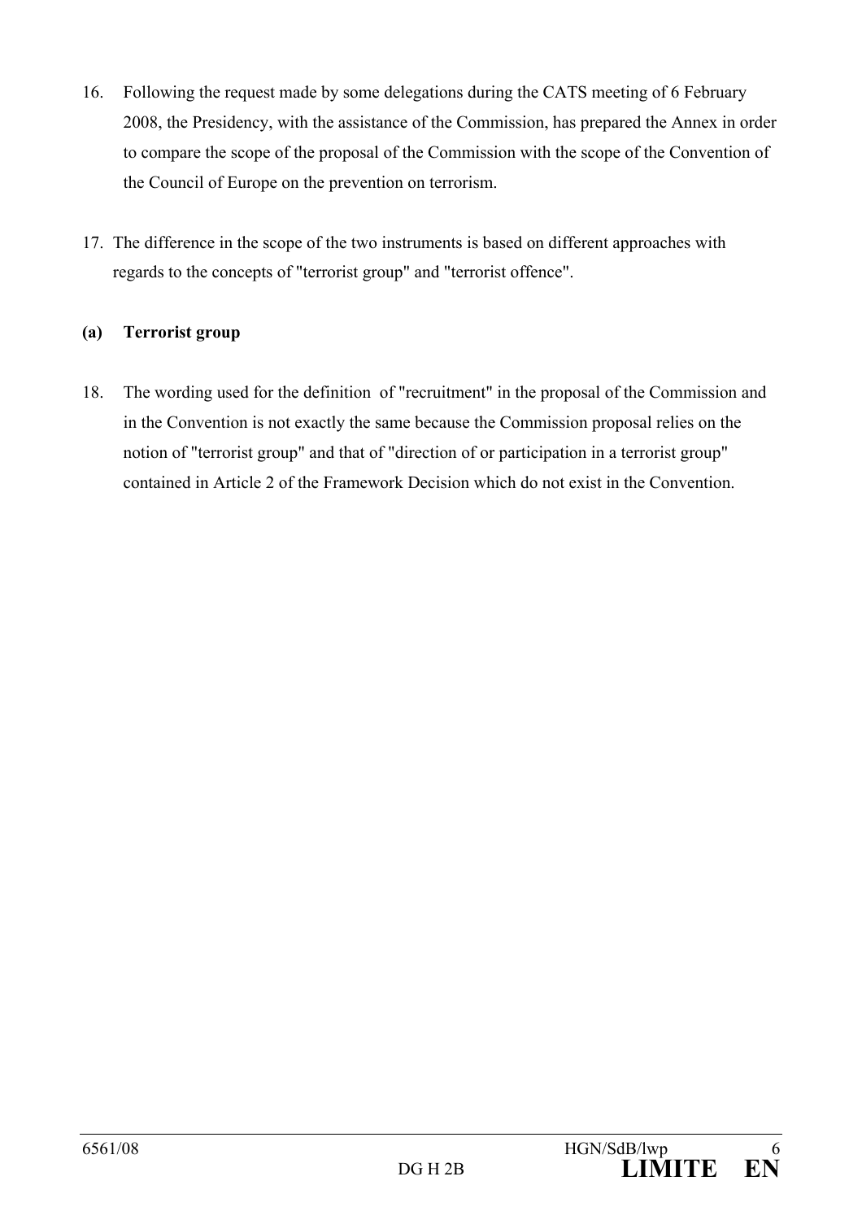16. Following the request made by some delegations during the CATS meeting of 6 February 2008, the Presidency, with the assistance of the Commission, has prepared the Annex in order to compare the scope of the proposal of the Commission with the scope of the Convention of the Council of Europe on the prevention on terrorism.

17. The difference in the scope of the two instruments is based on different approaches with regards to the concepts of "terrorist group" and "terrorist offence".

**(a) Terrorist group**

18. The wording used for the definition of "recruitment" in the proposal of the Commission and in the Convention is not exactly the same because the Commission proposal relies on the notion of "terrorist group" and that of "direction of or participation in a terrorist group" contained in Article 2 of the Framework Decision which do not exist in the Convention.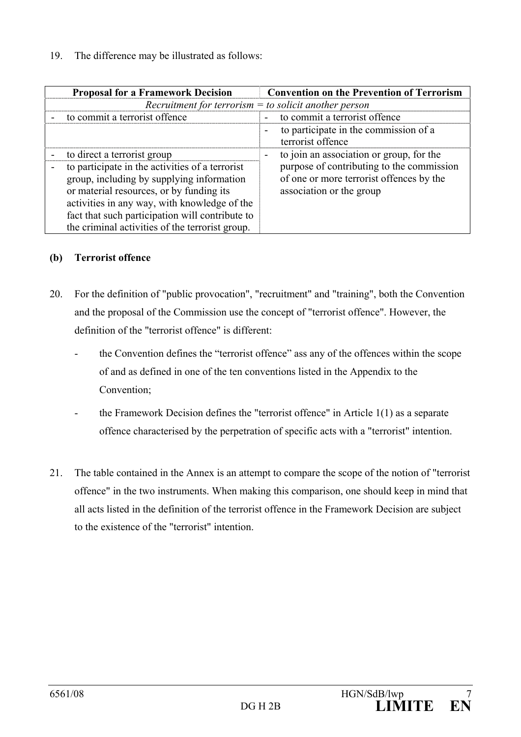19. The difference may be illustrated as follows:

| Proposal for a Framework Decision | Convention on the Prevention of Terrorism |
|---|---|
| *Recruitment for terrorism = to solicit another person* | |
| - to commit a terrorist offence | - to commit a terrorist offence |
| | - to participate in the commission of a terrorist offence |
| - to direct a terrorist group | - to join an association or group, for the purpose of contributing to the commission of one or more terrorist offences by the association or the group |
| - to participate in the activities of a terrorist group, including by supplying information or material resources, or by funding its activities in any way, with knowledge of the fact that such participation will contribute to the criminal activities of the terrorist group. | |

**(b) Terrorist offence**

20. For the definition of "public provocation", "recruitment" and "training", both the Convention and the proposal of the Commission use the concept of "terrorist offence". However, the definition of the "terrorist offence" is different:

- the Convention defines the "terrorist offence" ass any of the offences within the scope of and as defined in one of the ten conventions listed in the Appendix to the Convention;
- the Framework Decision defines the "terrorist offence" in Article 1(1) as a separate offence characterised by the perpetration of specific acts with a "terrorist" intention.

21. The table contained in the Annex is an attempt to compare the scope of the notion of "terrorist offence" in the two instruments. When making this comparison, one should keep in mind that all acts listed in the definition of the terrorist offence in the Framework Decision are subject to the existence of the "terrorist" intention.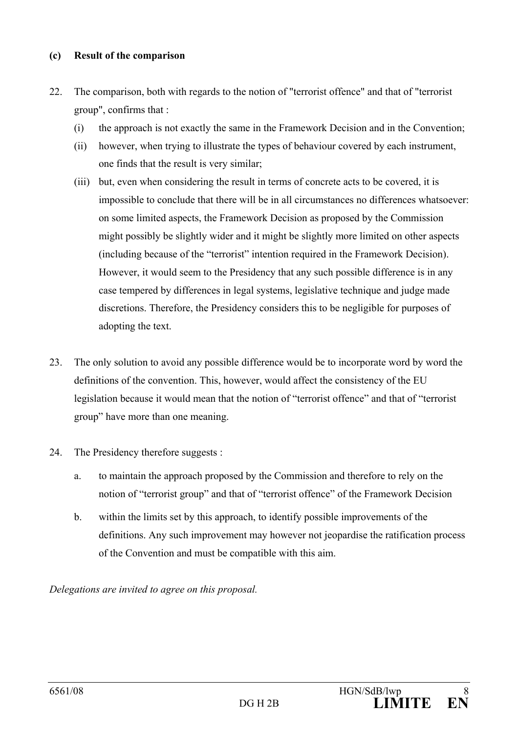**(c) Result of the comparison**

22. The comparison, both with regards to the notion of "terrorist offence" and that of "terrorist group", confirms that :
    (i) the approach is not exactly the same in the Framework Decision and in the Convention;
    (ii) however, when trying to illustrate the types of behaviour covered by each instrument, one finds that the result is very similar;
    (iii) but, even when considering the result in terms of concrete acts to be covered, it is impossible to conclude that there will be in all circumstances no differences whatsoever: on some limited aspects, the Framework Decision as proposed by the Commission might possibly be slightly wider and it might be slightly more limited on other aspects (including because of the "terrorist" intention required in the Framework Decision). However, it would seem to the Presidency that any such possible difference is in any case tempered by differences in legal systems, legislative technique and judge made discretions. Therefore, the Presidency considers this to be negligible for purposes of adopting the text.

23. The only solution to avoid any possible difference would be to incorporate word by word the definitions of the convention. This, however, would affect the consistency of the EU legislation because it would mean that the notion of "terrorist offence" and that of "terrorist group" have more than one meaning.

24. The Presidency therefore suggests :
    a. to maintain the approach proposed by the Commission and therefore to rely on the notion of "terrorist group" and that of "terrorist offence" of the Framework Decision
    b. within the limits set by this approach, to identify possible improvements of the definitions. Any such improvement may however not jeopardise the ratification process of the Convention and must be compatible with this aim.

*Delegations are invited to agree on this proposal.*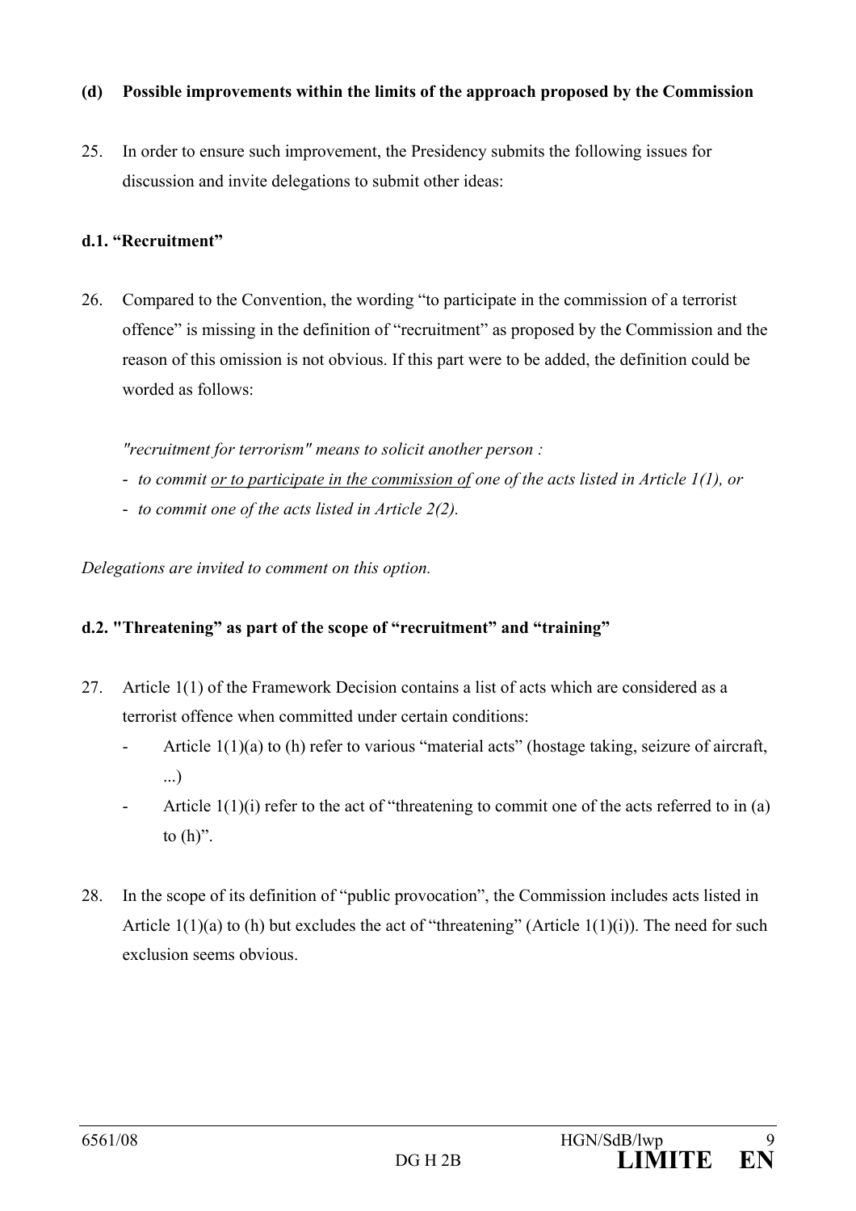**(d) Possible improvements within the limits of the approach proposed by the Commission**

25. In order to ensure such improvement, the Presidency submits the following issues for discussion and invite delegations to submit other ideas:

**d.1. "Recruitment"**

26. Compared to the Convention, the wording "to participate in the commission of a terrorist offence" is missing in the definition of "recruitment" as proposed by the Commission and the reason of this omission is not obvious. If this part were to be added, the definition could be worded as follows:

*"recruitment for terrorism" means to solicit another person :*

- *to commit <u>or to participate in the commission of</u> one of the acts listed in Article 1(1), or*
- *to commit one of the acts listed in Article 2(2).*

*Delegations are invited to comment on this option.*

**d.2. "Threatening" as part of the scope of "recruitment" and "training"**

27. Article 1(1) of the Framework Decision contains a list of acts which are considered as a terrorist offence when committed under certain conditions:
    - Article 1(1)(a) to (h) refer to various "material acts" (hostage taking, seizure of aircraft, ...)
    - Article 1(1)(i) refer to the act of "threatening to commit one of the acts referred to in (a) to (h)".

28. In the scope of its definition of "public provocation", the Commission includes acts listed in Article 1(1)(a) to (h) but excludes the act of "threatening" (Article 1(1)(i)). The need for such exclusion seems obvious.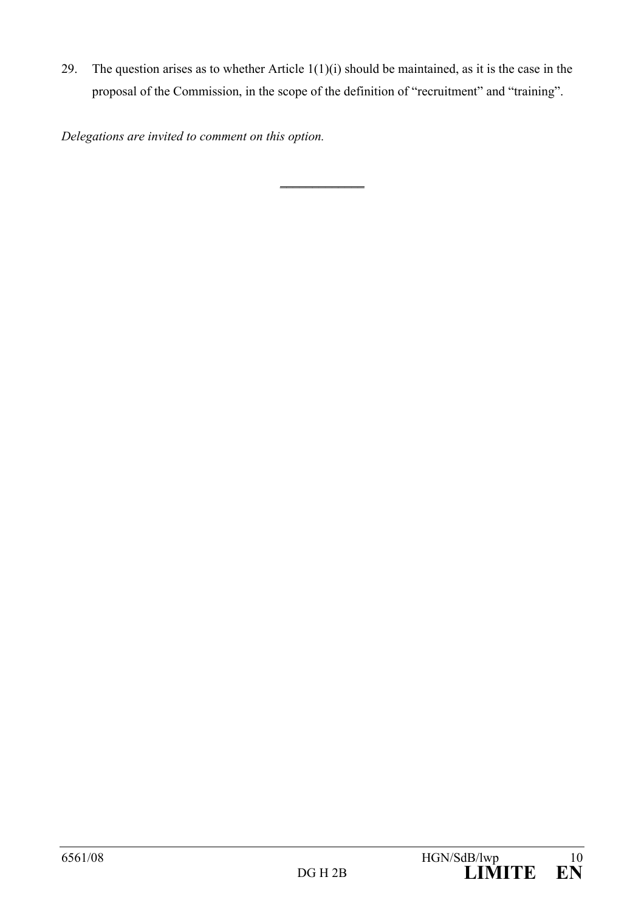29. The question arises as to whether Article 1(1)(i) should be maintained, as it is the case in the proposal of the Commission, in the scope of the definition of "recruitment" and "training".

*Delegations are invited to comment on this option.*

\_\_\_\_\_\_\_\_\_\_\_\_\_\_\_\_\_\_\_\_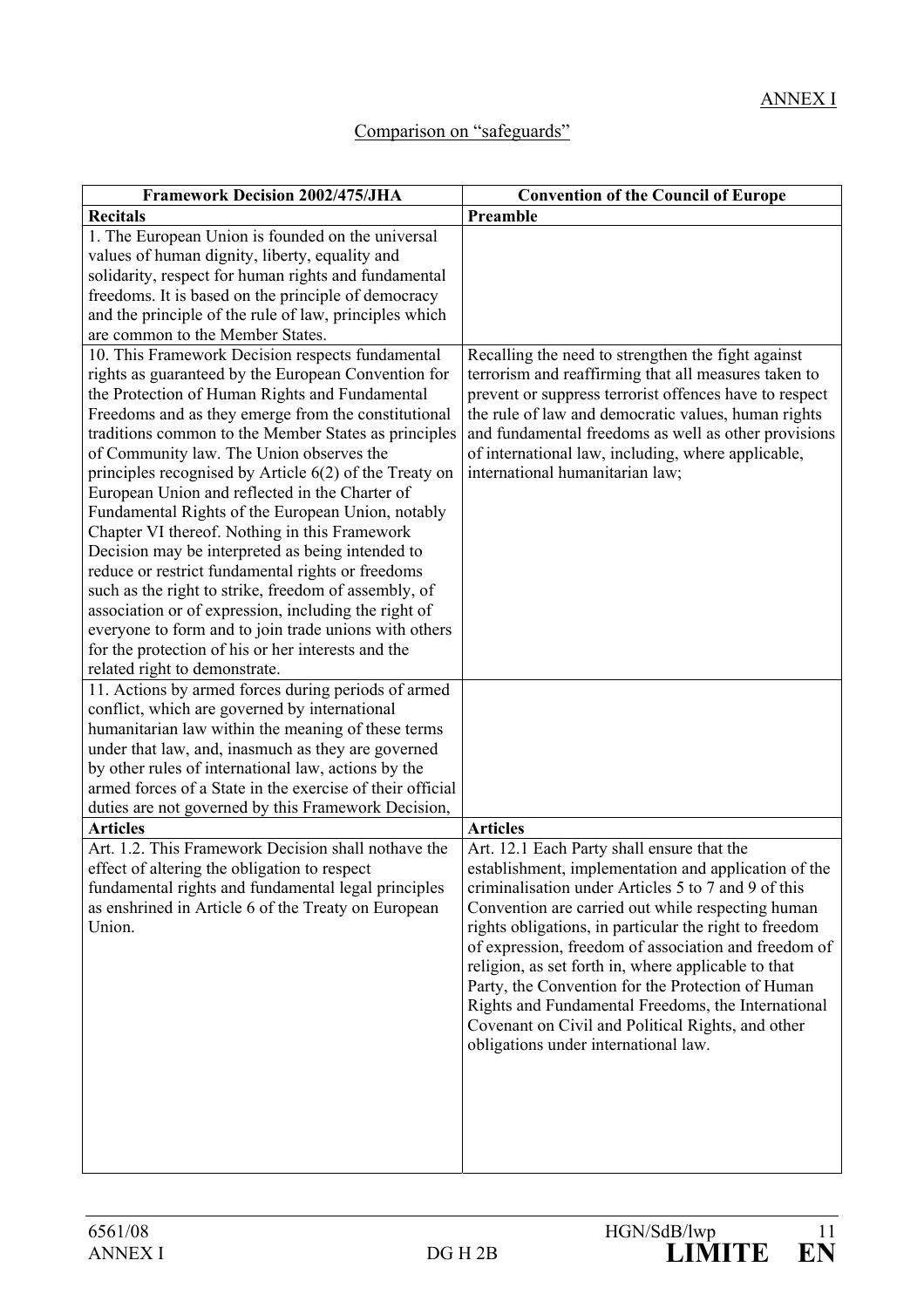ANNEX I

Comparison on "safeguards"

| Framework Decision 2002/475/JHA | Convention of the Council of Europe |
|---|---|
| **Recitals** | **Preamble** |
| 1. The European Union is founded on the universal values of human dignity, liberty, equality and solidarity, respect for human rights and fundamental freedoms. It is based on the principle of democracy and the principle of the rule of law, principles which are common to the Member States. | |
| 10. This Framework Decision respects fundamental rights as guaranteed by the European Convention for the Protection of Human Rights and Fundamental Freedoms and as they emerge from the constitutional traditions common to the Member States as principles of Community law. The Union observes the principles recognised by Article 6(2) of the Treaty on European Union and reflected in the Charter of Fundamental Rights of the European Union, notably Chapter VI thereof. Nothing in this Framework Decision may be interpreted as being intended to reduce or restrict fundamental rights or freedoms such as the right to strike, freedom of assembly, of association or of expression, including the right of everyone to form and to join trade unions with others for the protection of his or her interests and the related right to demonstrate. | Recalling the need to strengthen the fight against terrorism and reaffirming that all measures taken to prevent or suppress terrorist offences have to respect the rule of law and democratic values, human rights and fundamental freedoms as well as other provisions of international law, including, where applicable, international humanitarian law; |
| 11. Actions by armed forces during periods of armed conflict, which are governed by international humanitarian law within the meaning of these terms under that law, and, inasmuch as they are governed by other rules of international law, actions by the armed forces of a State in the exercise of their official duties are not governed by this Framework Decision, | |
| **Articles** | **Articles** |
| Art. 1.2. This Framework Decision shall nothave the effect of altering the obligation to respect fundamental rights and fundamental legal principles as enshrined in Article 6 of the Treaty on European Union. | Art. 12.1 Each Party shall ensure that the establishment, implementation and application of the criminalisation under Articles 5 to 7 and 9 of this Convention are carried out while respecting human rights obligations, in particular the right to freedom of expression, freedom of association and freedom of religion, as set forth in, where applicable to that Party, the Convention for the Protection of Human Rights and Fundamental Freedoms, the International Covenant on Civil and Political Rights, and other obligations under international law. |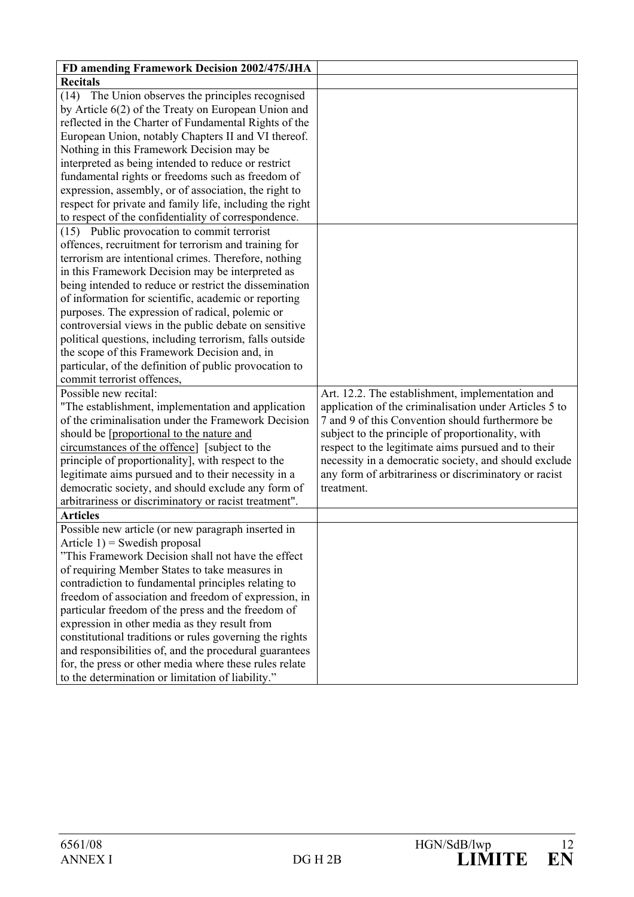| FD amending Framework Decision 2002/475/JHA | |
|---|---|
| **Recitals** | |
| (14) The Union observes the principles recognised by Article 6(2) of the Treaty on European Union and reflected in the Charter of Fundamental Rights of the European Union, notably Chapters II and VI thereof. Nothing in this Framework Decision may be interpreted as being intended to reduce or restrict fundamental rights or freedoms such as freedom of expression, assembly, or of association, the right to respect for private and family life, including the right to respect of the confidentiality of correspondence. | |
| (15) Public provocation to commit terrorist offences, recruitment for terrorism and training for terrorism are intentional crimes. Therefore, nothing in this Framework Decision may be interpreted as being intended to reduce or restrict the dissemination of information for scientific, academic or reporting purposes. The expression of radical, polemic or controversial views in the public debate on sensitive political questions, including terrorism, falls outside the scope of this Framework Decision and, in particular, of the definition of public provocation to commit terrorist offences, | |
| Possible new recital:<br>"The establishment, implementation and application of the criminalisation under the Framework Decision should be [<u>proportional to the nature and circumstances of the offence</u>] [subject to the principle of proportionality], with respect to the legitimate aims pursued and to their necessity in a democratic society, and should exclude any form of arbitrariness or discriminatory or racist treatment". | Art. 12.2. The establishment, implementation and application of the criminalisation under Articles 5 to 7 and 9 of this Convention should furthermore be subject to the principle of proportionality, with respect to the legitimate aims pursued and to their necessity in a democratic society, and should exclude any form of arbitrariness or discriminatory or racist treatment. |
| **Articles** | |
| Possible new article (or new paragraph inserted in Article 1) = Swedish proposal<br>"This Framework Decision shall not have the effect of requiring Member States to take measures in contradiction to fundamental principles relating to freedom of association and freedom of expression, in particular freedom of the press and the freedom of expression in other media as they result from constitutional traditions or rules governing the rights and responsibilities of, and the procedural guarantees for, the press or other media where these rules relate to the determination or limitation of liability." | |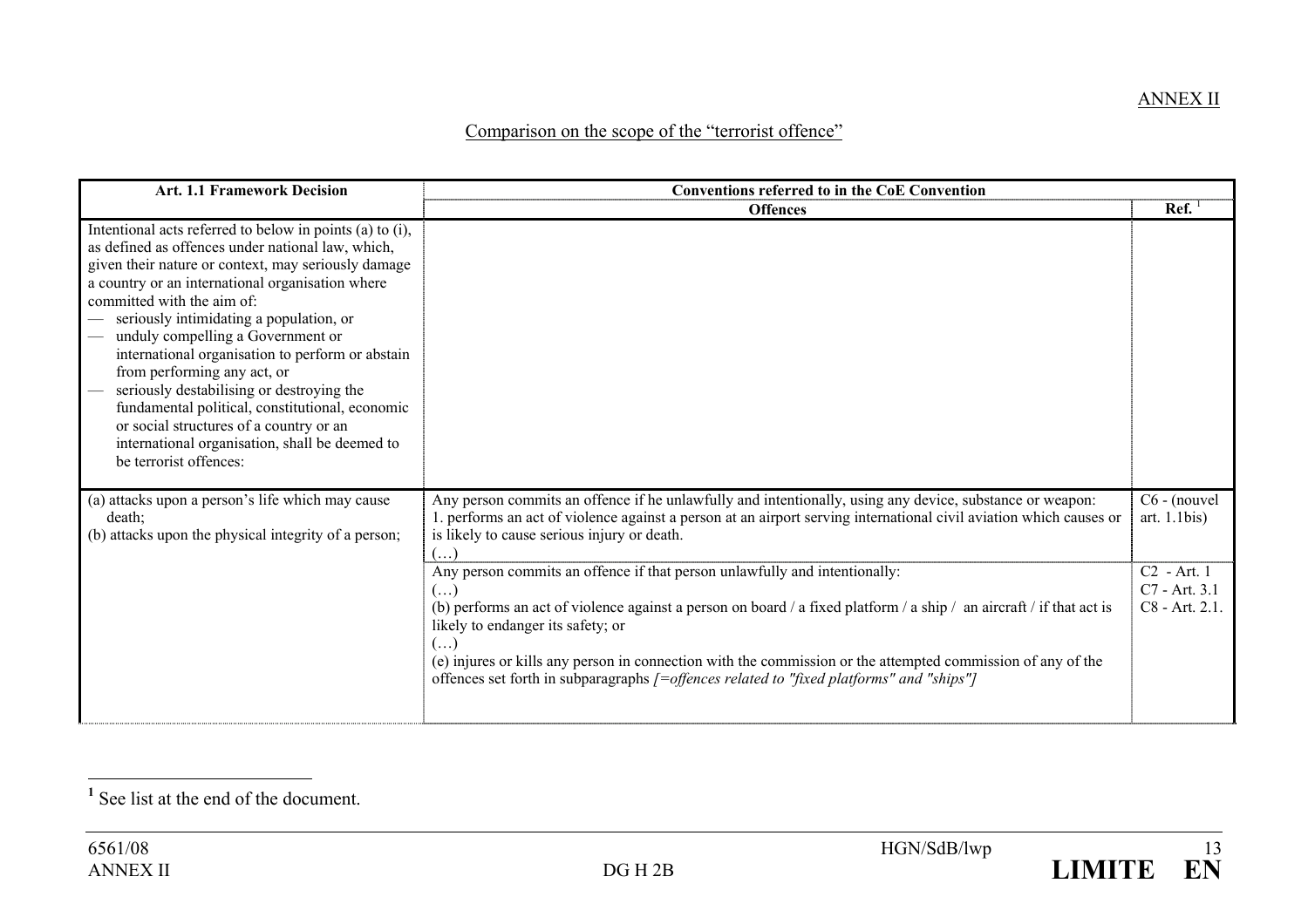ANNEX II

## Comparison on the scope of the "terrorist offence"

| Art. 1.1 Framework Decision | Conventions referred to in the CoE Convention | |
|---|---|---|
| | **Offences** | **Ref.** [1] |
| Intentional acts referred to below in points (a) to (i), as defined as offences under national law, which, given their nature or context, may seriously damage a country or an international organisation where committed with the aim of:<br>— seriously intimidating a population, or<br>— unduly compelling a Government or international organisation to perform or abstain from performing any act, or<br>— seriously destabilising or destroying the fundamental political, constitutional, economic or social structures of a country or an international organisation, shall be deemed to be terrorist offences: | | |
| (a) attacks upon a person's life which may cause death;<br>(b) attacks upon the physical integrity of a person; | Any person commits an offence if he unlawfully and intentionally, using any device, substance or weapon:<br>1. performs an act of violence against a person at an airport serving international civil aviation which causes or is likely to cause serious injury or death.<br>(…) | C6 - (nouvel art. 1.1bis) |
| | Any person commits an offence if that person unlawfully and intentionally:<br>(…)<br>(b) performs an act of violence against a person on board / a fixed platform / a ship / an aircraft / if that act is likely to endanger its safety; or<br>(…)<br>(e) injures or kills any person in connection with the commission or the attempted commission of any of the offences set forth in subparagraphs *[=offences related to "fixed platforms" and "ships"]* | C2 - Art. 1<br>C7 - Art. 3.1<br>C8 - Art. 2.1. |

[1] See list at the end of the document.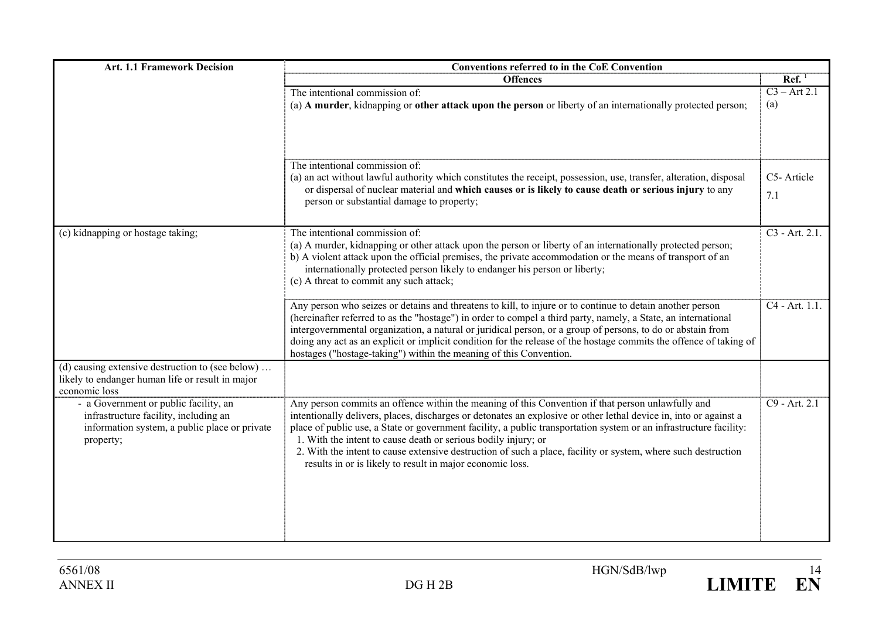| Art. 1.1 Framework Decision | Conventions referred to in the CoE Convention | |
|---|---|---|
| | **Offences** | **Ref.** [1] |
| | The intentional commission of:<br>(a) **A murder**, kidnapping or **other attack upon the person** or liberty of an internationally protected person; | C3 – Art 2.1 (a) |
| | The intentional commission of:<br>(a) an act without lawful authority which constitutes the receipt, possession, use, transfer, alteration, disposal or dispersal of nuclear material and **which causes or is likely to cause death or serious injury** to any person or substantial damage to property; | C5- Article 7.1 |
| (c) kidnapping or hostage taking; | The intentional commission of:<br>(a) A murder, kidnapping or other attack upon the person or liberty of an internationally protected person;<br>b) A violent attack upon the official premises, the private accommodation or the means of transport of an internationally protected person likely to endanger his person or liberty;<br>(c) A threat to commit any such attack; | C3 - Art. 2.1. |
| | Any person who seizes or detains and threatens to kill, to injure or to continue to detain another person (hereinafter referred to as the "hostage") in order to compel a third party, namely, a State, an international intergovernmental organization, a natural or juridical person, or a group of persons, to do or abstain from doing any act as an explicit or implicit condition for the release of the hostage commits the offence of taking of hostages ("hostage-taking") within the meaning of this Convention. | C4 - Art. 1.1. |
| (d) causing extensive destruction to (see below) … likely to endanger human life or result in major economic loss | | |
| - a Government or public facility, an infrastructure facility, including an information system, a public place or private property; | Any person commits an offence within the meaning of this Convention if that person unlawfully and intentionally delivers, places, discharges or detonates an explosive or other lethal device in, into or against a place of public use, a State or government facility, a public transportation system or an infrastructure facility:<br>1. With the intent to cause death or serious bodily injury; or<br>2. With the intent to cause extensive destruction of such a place, facility or system, where such destruction results in or is likely to result in major economic loss. | C9 - Art. 2.1 |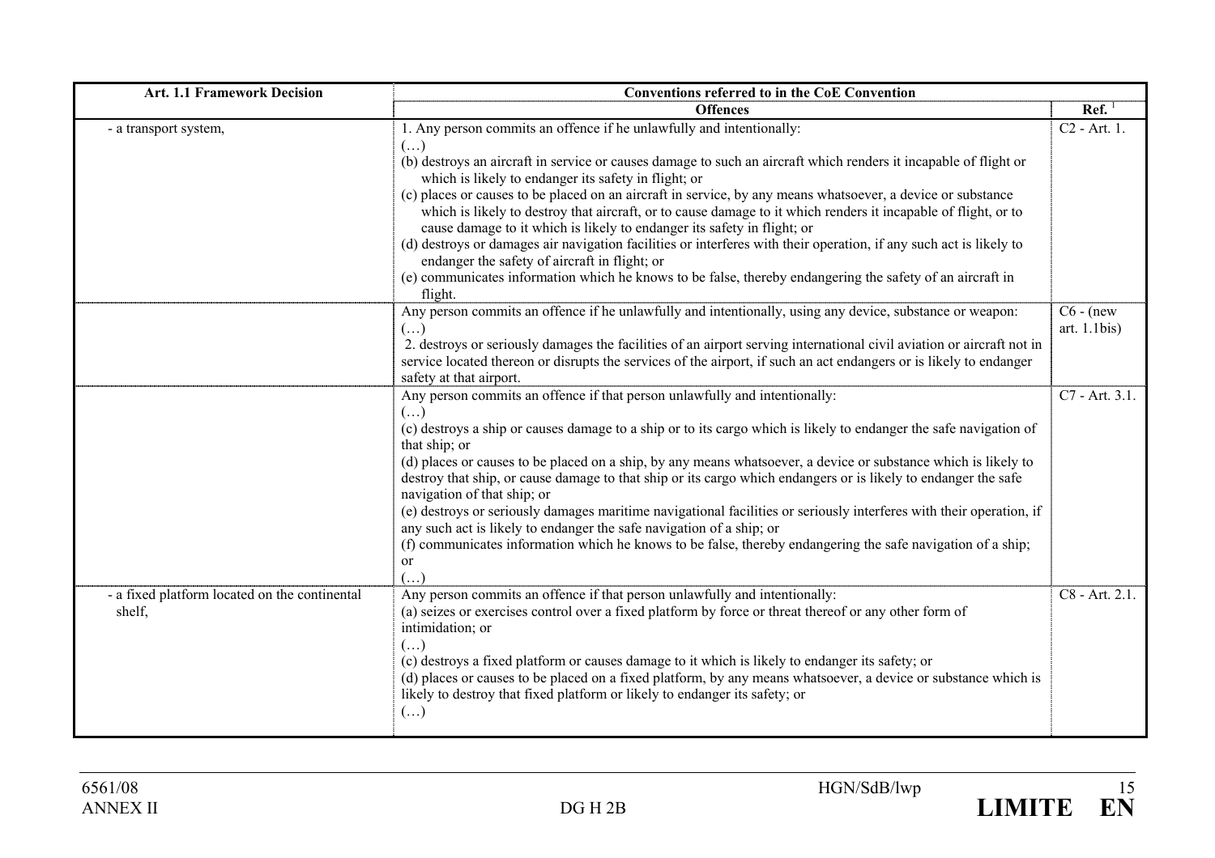| Art. 1.1 Framework Decision | Conventions referred to in the CoE Convention | |
|---|---|---|
| | **Offences** | **Ref.** [1] |
| - a transport system, | 1. Any person commits an offence if he unlawfully and intentionally:<br>(…)<br>(b) destroys an aircraft in service or causes damage to such an aircraft which renders it incapable of flight or which is likely to endanger its safety in flight; or<br>(c) places or causes to be placed on an aircraft in service, by any means whatsoever, a device or substance which is likely to destroy that aircraft, or to cause damage to it which renders it incapable of flight, or to cause damage to it which is likely to endanger its safety in flight; or<br>(d) destroys or damages air navigation facilities or interferes with their operation, if any such act is likely to endanger the safety of aircraft in flight; or<br>(e) communicates information which he knows to be false, thereby endangering the safety of an aircraft in flight. | C2 - Art. 1. |
| | Any person commits an offence if he unlawfully and intentionally, using any device, substance or weapon:<br>(…)<br>2. destroys or seriously damages the facilities of an airport serving international civil aviation or aircraft not in service located thereon or disrupts the services of the airport, if such an act endangers or is likely to endanger safety at that airport. | C6 - (new art. 1.1bis) |
| | Any person commits an offence if that person unlawfully and intentionally:<br>(…)<br>(c) destroys a ship or causes damage to a ship or to its cargo which is likely to endanger the safe navigation of that ship; or<br>(d) places or causes to be placed on a ship, by any means whatsoever, a device or substance which is likely to destroy that ship, or cause damage to that ship or its cargo which endangers or is likely to endanger the safe navigation of that ship; or<br>(e) destroys or seriously damages maritime navigational facilities or seriously interferes with their operation, if any such act is likely to endanger the safe navigation of a ship; or<br>(f) communicates information which he knows to be false, thereby endangering the safe navigation of a ship; or<br>(…) | C7 - Art. 3.1. |
| - a fixed platform located on the continental shelf, | Any person commits an offence if that person unlawfully and intentionally:<br>(a) seizes or exercises control over a fixed platform by force or threat thereof or any other form of intimidation; or<br>(…)<br>(c) destroys a fixed platform or causes damage to it which is likely to endanger its safety; or<br>(d) places or causes to be placed on a fixed platform, by any means whatsoever, a device or substance which is likely to destroy that fixed platform or likely to endanger its safety; or<br>(…) | C8 - Art. 2.1. |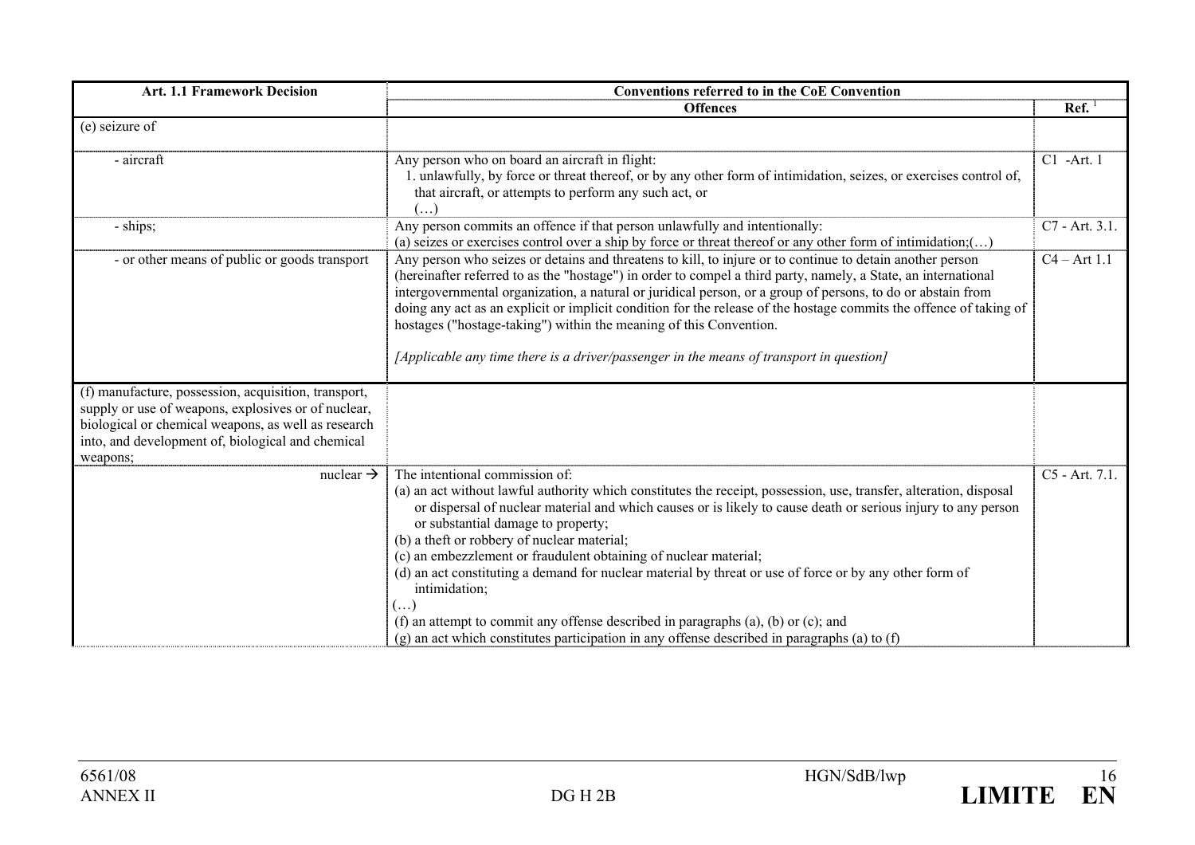| Art. 1.1 Framework Decision | Conventions referred to in the CoE Convention | |
|---|---|---|
| | **Offences** | **Ref.** [1] |
| (e) seizure of | | |
| - aircraft | Any person who on board an aircraft in flight:<br>1. unlawfully, by force or threat thereof, or by any other form of intimidation, seizes, or exercises control of, that aircraft, or attempts to perform any such act, or<br>(…) | C1 -Art. 1 |
| - ships; | Any person commits an offence if that person unlawfully and intentionally:<br>(a) seizes or exercises control over a ship by force or threat thereof or any other form of intimidation;(…) | C7 - Art. 3.1. |
| - or other means of public or goods transport | Any person who seizes or detains and threatens to kill, to injure or to continue to detain another person (hereinafter referred to as the "hostage") in order to compel a third party, namely, a State, an international intergovernmental organization, a natural or juridical person, or a group of persons, to do or abstain from doing any act as an explicit or implicit condition for the release of the hostage commits the offence of taking of hostages ("hostage-taking") within the meaning of this Convention.<br><br>*[Applicable any time there is a driver/passenger in the means of transport in question]* | C4 – Art 1.1 |
| (f) manufacture, possession, acquisition, transport, supply or use of weapons, explosives or of nuclear, biological or chemical weapons, as well as research into, and development of, biological and chemical weapons; | | |
| nuclear → | The intentional commission of:<br>(a) an act without lawful authority which constitutes the receipt, possession, use, transfer, alteration, disposal or dispersal of nuclear material and which causes or is likely to cause death or serious injury to any person or substantial damage to property;<br>(b) a theft or robbery of nuclear material;<br>(c) an embezzlement or fraudulent obtaining of nuclear material;<br>(d) an act constituting a demand for nuclear material by threat or use of force or by any other form of intimidation;<br>(…)<br>(f) an attempt to commit any offense described in paragraphs (a), (b) or (c); and<br>(g) an act which constitutes participation in any offense described in paragraphs (a) to (f) | C5 - Art. 7.1. |

6561/08
ANNEX II
DG H 2B
HGN/SdB/lwp
**LIMITE EN**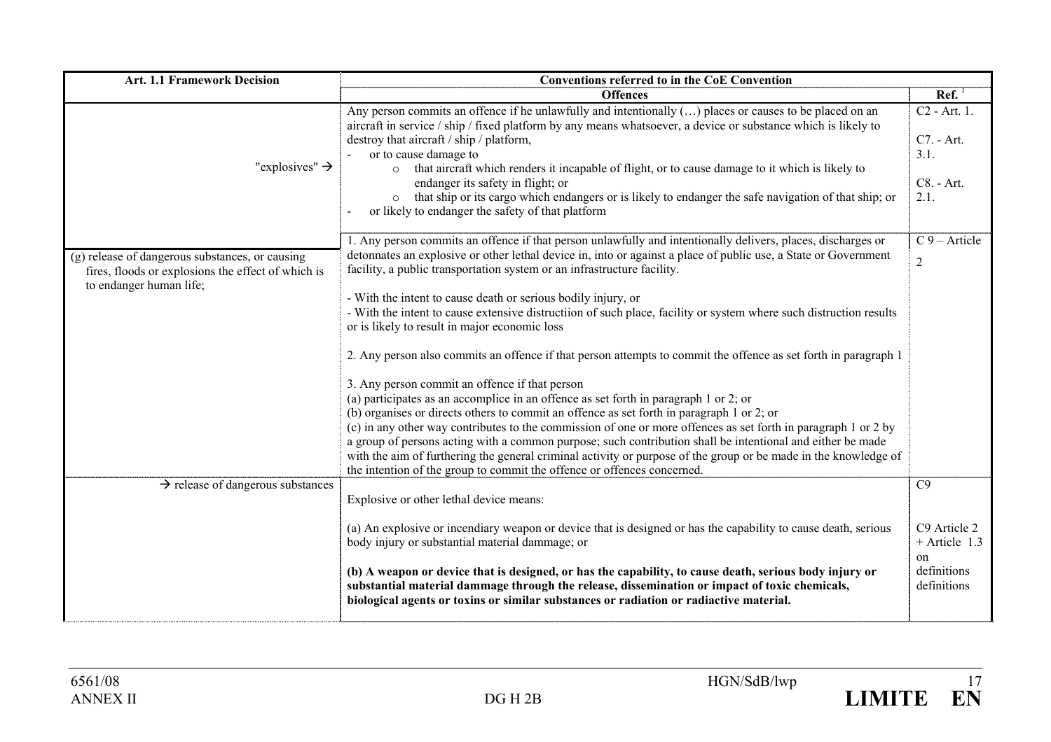| Art. 1.1 Framework Decision | Conventions referred to in the CoE Convention | |
|---|---|---|
| | **Offences** | **Ref.** [1] |
| "explosives" → | Any person commits an offence if he unlawfully and intentionally (…) places or causes to be placed on an aircraft in service / ship / fixed platform by any means whatsoever, a device or substance which is likely to destroy that aircraft / ship / platform,<br>- or to cause damage to<br>  ○ that aircraft which renders it incapable of flight, or to cause damage to it which is likely to endanger its safety in flight; or<br>  ○ that ship or its cargo which endangers or is likely to endanger the safe navigation of that ship; or<br>- or likely to endanger the safety of that platform | C2 - Art. 1.<br><br>C7. - Art. 3.1.<br><br>C8. - Art. 2.1. |
| (g) release of dangerous substances, or causing fires, floods or explosions the effect of which is to endanger human life; | 1. Any person commits an offence if that person unlawfully and intentionally delivers, places, discharges or detonnates an explosive or other lethal device in, into or against a place of public use, a State or Government facility, a public transportation system or an infrastructure facility.<br><br>- With the intent to cause death or serious bodily injury, or<br>- With the intent to cause extensive distructiion of such place, facility or system where such distruction results or is likely to result in major economic loss<br><br>2. Any person also commits an offence if that person attempts to commit the offence as set forth in paragraph 1<br><br>3. Any person commit an offence if that person<br>(a) participates as an accomplice in an offence as set forth in paragraph 1 or 2; or<br>(b) organises or directs others to commit an offence as set forth in paragraph 1 or 2; or<br>(c) in any other way contributes to the commission of one or more offences as set forth in paragraph 1 or 2 by a group of persons acting with a common purpose; such contribution shall be intentional and either be made with the aim of furthering the general criminal activity or purpose of the group or be made in the knowledge of the intention of the group to commit the offence or offences concerned. | C 9 – Article 2 |
| → release of dangerous substances | Explosive or other lethal device means:<br><br>(a) An explosive or incendiary weapon or device that is designed or has the capability to cause death, serious body injury or substantial material dammage; or<br><br>**(b) A weapon or device that is designed, or has the capability, to cause death, serious body injury or substantial material dammage through the release, dissemination or impact of toxic chemicals, biological agents or toxins or similar substances or radiation or radiactive material.** | C9<br><br>C9 Article 2 + Article 1.3 on definitions definitions |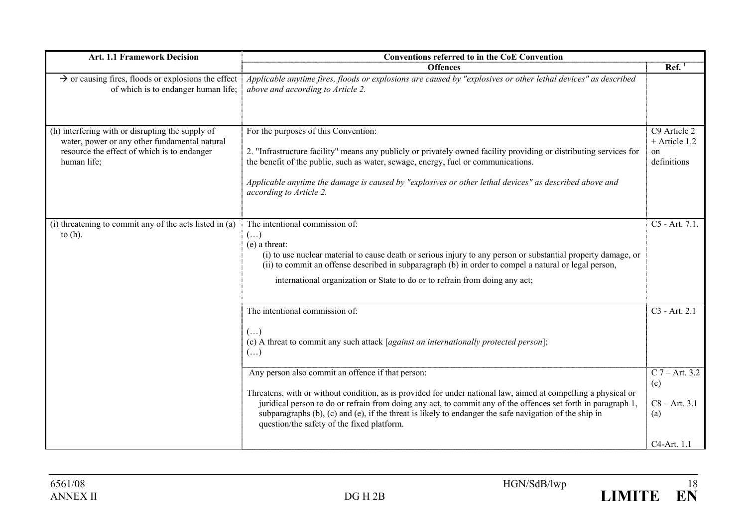| Art. 1.1 Framework Decision | Conventions referred to in the CoE Convention | |
|---|---|---|
| | **Offences** | **Ref.** [1] |
| → or causing fires, floods or explosions the effect of which is to endanger human life; | *Applicable anytime fires, floods or explosions are caused by "explosives or other lethal devices" as described above and according to Article 2.* | |
| (h) interfering with or disrupting the supply of water, power or any other fundamental natural resource the effect of which is to endanger human life; | For the purposes of this Convention:<br><br>2. "Infrastructure facility" means any publicly or privately owned facility providing or distributing services for the benefit of the public, such as water, sewage, energy, fuel or communications.<br><br>*Applicable anytime the damage is caused by "explosives or other lethal devices" as described above and according to Article 2.* | C9 Article 2 + Article 1.2 on definitions |
| (i) threatening to commit any of the acts listed in (a) to (h). | The intentional commission of:<br>(…)<br>(e) a threat:<br>(i) to use nuclear material to cause death or serious injury to any person or substantial property damage, or<br>(ii) to commit an offense described in subparagraph (b) in order to compel a natural or legal person, international organization or State to do or to refrain from doing any act; | C5 - Art. 7.1. |
| | The intentional commission of:<br><br>(…)<br>(c) A threat to commit any such attack [*against an internationally protected person*];<br>(…) | C3 - Art. 2.1 |
| | Any person also commit an offence if that person:<br><br>Threatens, with or without condition, as is provided for under national law, aimed at compelling a physical or juridical person to do or refrain from doing any act, to commit any of the offences set forth in paragraph 1, subparagraphs (b), (c) and (e), if the threat is likely to endanger the safe navigation of the ship in question/the safety of the fixed platform. | C 7 – Art. 3.2 (c)<br><br>C8 – Art. 3.1 (a)<br><br>C4-Art. 1.1 |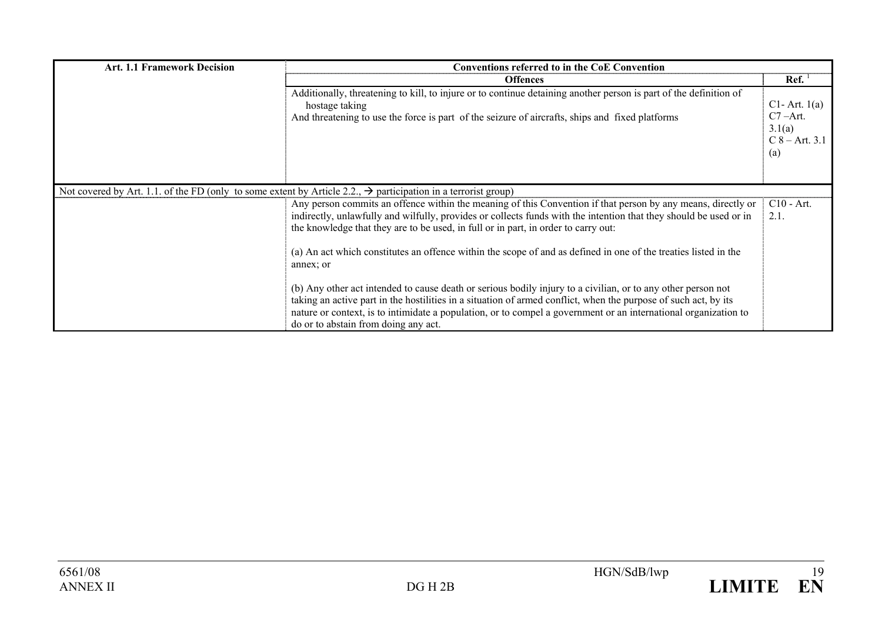| Art. 1.1 Framework Decision | Conventions referred to in the CoE Convention | |
|---|---|---|
| | **Offences** | **Ref.** [1] |
| | Additionally, threatening to kill, to injure or to continue detaining another person is part of the definition of hostage taking<br>And threatening to use the force is part of the seizure of aircrafts, ships and fixed platforms | C1- Art. 1(a)<br>C7 –Art. 3.1(a)<br>C 8 – Art. 3.1 (a) |
| Not covered by Art. 1.1. of the FD (only to some extent by Article 2.2., → participation in a terrorist group) | | |
| | Any person commits an offence within the meaning of this Convention if that person by any means, directly or indirectly, unlawfully and wilfully, provides or collects funds with the intention that they should be used or in the knowledge that they are to be used, in full or in part, in order to carry out:<br><br>(a) An act which constitutes an offence within the scope of and as defined in one of the treaties listed in the annex; or<br><br>(b) Any other act intended to cause death or serious bodily injury to a civilian, or to any other person not taking an active part in the hostilities in a situation of armed conflict, when the purpose of such act, by its nature or context, is to intimidate a population, or to compel a government or an international organization to do or to abstain from doing any act. | C10 - Art. 2.1. |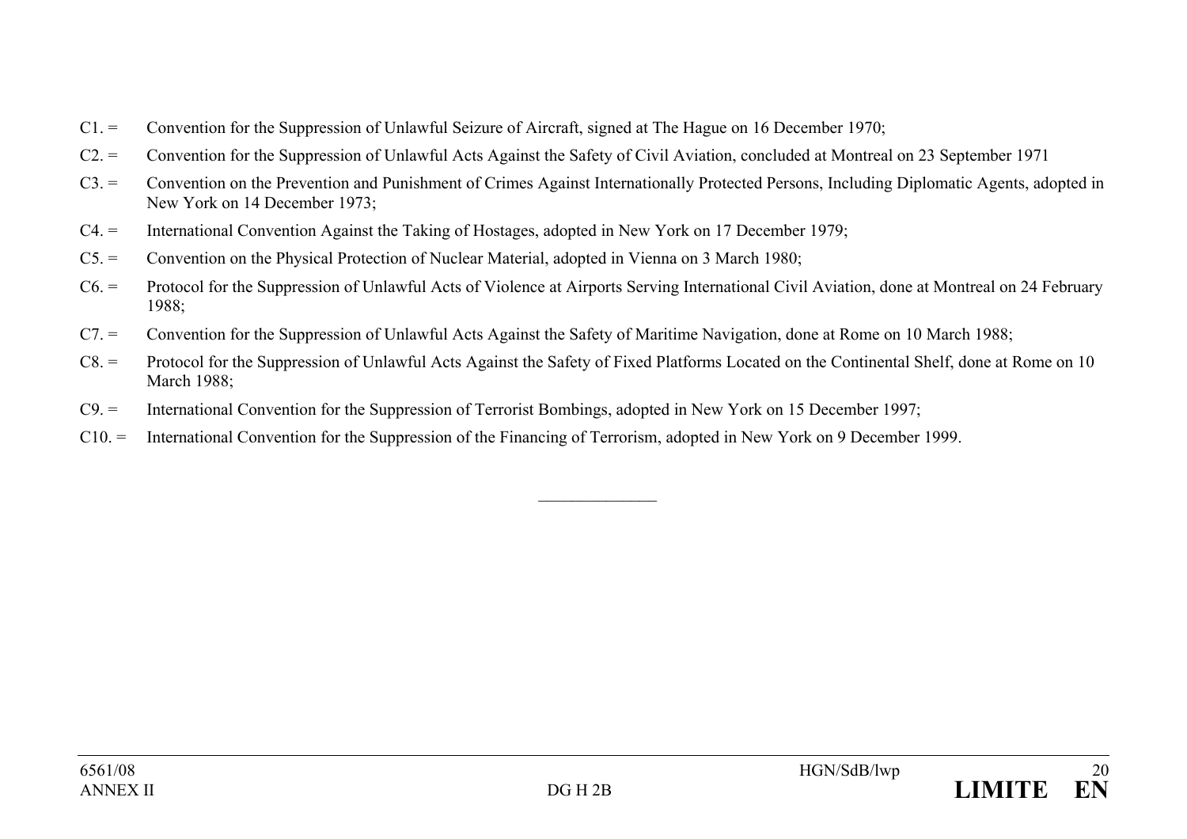C1. = Convention for the Suppression of Unlawful Seizure of Aircraft, signed at The Hague on 16 December 1970;

C2. = Convention for the Suppression of Unlawful Acts Against the Safety of Civil Aviation, concluded at Montreal on 23 September 1971

C3. = Convention on the Prevention and Punishment of Crimes Against Internationally Protected Persons, Including Diplomatic Agents, adopted in New York on 14 December 1973;

C4. = International Convention Against the Taking of Hostages, adopted in New York on 17 December 1979;

C5. = Convention on the Physical Protection of Nuclear Material, adopted in Vienna on 3 March 1980;

C6. = Protocol for the Suppression of Unlawful Acts of Violence at Airports Serving International Civil Aviation, done at Montreal on 24 February 1988;

C7. = Convention for the Suppression of Unlawful Acts Against the Safety of Maritime Navigation, done at Rome on 10 March 1988;

C8. = Protocol for the Suppression of Unlawful Acts Against the Safety of Fixed Platforms Located on the Continental Shelf, done at Rome on 10 March 1988;

C9. = International Convention for the Suppression of Terrorist Bombings, adopted in New York on 15 December 1997;

C10. = International Convention for the Suppression of the Financing of Terrorism, adopted in New York on 9 December 1999.

______________